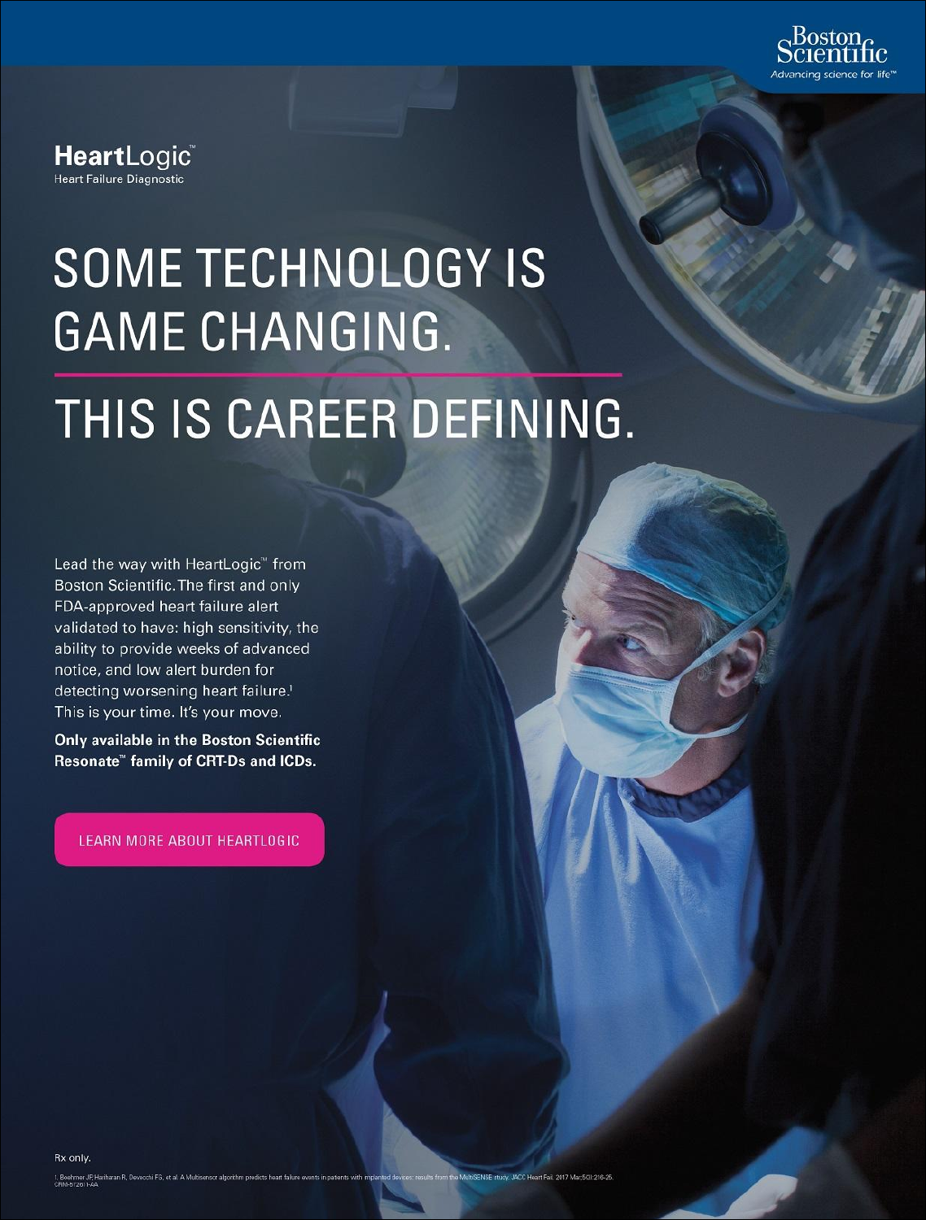Boston Scientific
Advancing science for life™

**HeartLogic™**
Heart Failure Diagnostic

# SOME TECHNOLOGY IS GAME CHANGING.

# THIS IS CAREER DEFINING.

Lead the way with HeartLogic™ from Boston Scientific. The first and only FDA-approved heart failure alert validated to have: high sensitivity, the ability to provide weeks of advanced notice, and low alert burden for detecting worsening heart failure.[1] This is your time. It's your move.

**Only available in the Boston Scientific Resonate™ family of CRT-Ds and ICDs.**

LEARN MORE ABOUT HEARTLOGIC

Rx only.

1. Boehmer JP, Hariharan R, Devecchi FG, et al. A Multisensor algorithm predicts heart failure events in patients with implanted devices: results from the MultiSENSE study. JACC Heart Fail. 2017 Mar;5(3):216-25.
CRM-572611-AA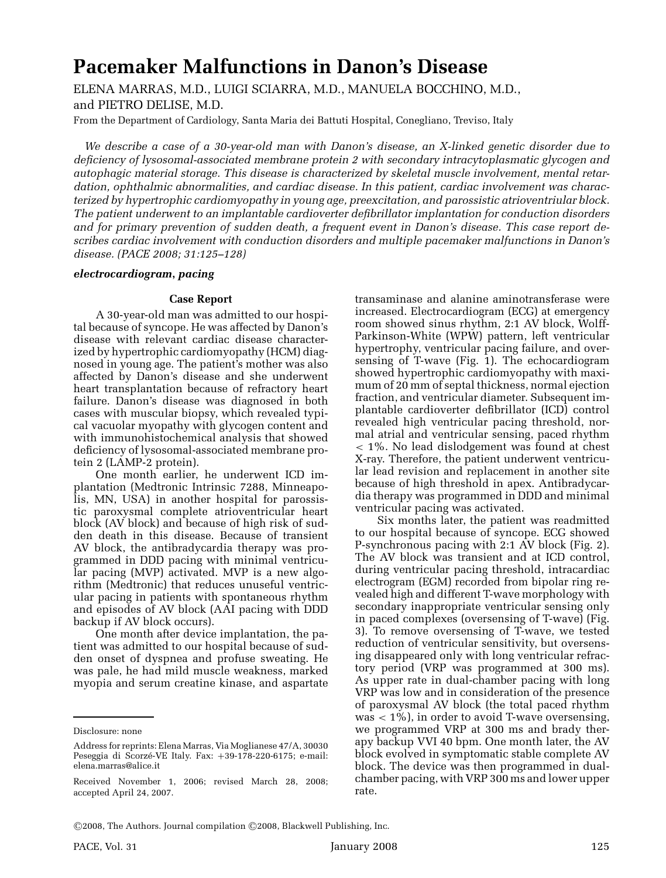# Pacemaker Malfunctions in Danon's Disease

ELENA MARRAS, M.D., LUIGI SCIARRA, M.D., MANUELA BOCCHINO, M.D., and PIETRO DELISE, M.D.

From the Department of Cardiology, Santa Maria dei Battuti Hospital, Conegliano, Treviso, Italy

*We describe a case of a 30-year-old man with Danon's disease, an X-linked genetic disorder due to deficiency of lysosomal-associated membrane protein 2 with secondary intracytoplasmatic glycogen and autophagic material storage. This disease is characterized by skeletal muscle involvement, mental retardation, ophthalmic abnormalities, and cardiac disease. In this patient, cardiac involvement was characterized by hypertrophic cardiomyopathy in young age, preexcitation, and parossistic atrioventriular block. The patient underwent to an implantable cardioverter defibrillator implantation for conduction disorders and for primary prevention of sudden death, a frequent event in Danon's disease. This case report describes cardiac involvement with conduction disorders and multiple pacemaker malfunctions in Danon's disease. (PACE 2008; 31:125–128)*

***electrocardiogram, pacing***

## Case Report

A 30-year-old man was admitted to our hospital because of syncope. He was affected by Danon's disease with relevant cardiac disease characterized by hypertrophic cardiomyopathy (HCM) diagnosed in young age. The patient's mother was also affected by Danon's disease and she underwent heart transplantation because of refractory heart failure. Danon's disease was diagnosed in both cases with muscular biopsy, which revealed typical vacuolar myopathy with glycogen content and with immunohistochemical analysis that showed deficiency of lysosomal-associated membrane protein 2 (LAMP-2 protein).

One month earlier, he underwent ICD implantation (Medtronic Intrinsic 7288, Minneapolis, MN, USA) in another hospital for parossistic paroxysmal complete atrioventricular heart block (AV block) and because of high risk of sudden death in this disease. Because of transient AV block, the antibradycardia therapy was programmed in DDD pacing with minimal ventricular pacing (MVP) activated. MVP is a new algorithm (Medtronic) that reduces unuseful ventricular pacing in patients with spontaneous rhythm and episodes of AV block (AAI pacing with DDD backup if AV block occurs).

One month after device implantation, the patient was admitted to our hospital because of sudden onset of dyspnea and profuse sweating. He was pale, he had mild muscle weakness, marked myopia and serum creatine kinase, and aspartate transaminase and alanine aminotransferase were increased. Electrocardiogram (ECG) at emergency room showed sinus rhythm, 2:1 AV block, Wolff-Parkinson-White (WPW) pattern, left ventricular hypertrophy, ventricular pacing failure, and oversensing of T-wave (Fig. 1). The echocardiogram showed hypertrophic cardiomyopathy with maximum of 20 mm of septal thickness, normal ejection fraction, and ventricular diameter. Subsequent implantable cardioverter defibrillator (ICD) control revealed high ventricular pacing threshold, normal atrial and ventricular sensing, paced rhythm < 1%. No lead dislodgement was found at chest X-ray. Therefore, the patient underwent ventricular lead revision and replacement in another site because of high threshold in apex. Antibradycardia therapy was programmed in DDD and minimal ventricular pacing was activated.

Six months later, the patient was readmitted to our hospital because of syncope. ECG showed P-synchronous pacing with 2:1 AV block (Fig. 2). The AV block was transient and at ICD control, during ventricular pacing threshold, intracardiac electrogram (EGM) recorded from bipolar ring revealed high and different T-wave morphology with secondary inappropriate ventricular sensing only in paced complexes (oversensing of T-wave) (Fig. 3). To remove oversensing of T-wave, we tested reduction of ventricular sensitivity, but oversensing disappeared only with long ventricular refractory period (VRP was programmed at 300 ms). As upper rate in dual-chamber pacing with long VRP was low and in consideration of the presence of paroxysmal AV block (the total paced rhythm was < 1%), in order to avoid T-wave oversensing, we programmed VRP at 300 ms and brady therapy backup VVI 40 bpm. One month later, the AV block evolved in symptomatic stable complete AV block. The device was then programmed in dual-chamber pacing, with VRP 300 ms and lower upper rate.

Disclosure: none

Address for reprints: Elena Marras, Via Moglianese 47/A, 30030 Peseggia di Scorzé-VE Italy. Fax: +39-178-220-6175; e-mail: elena.marras@alice.it

Received November 1, 2006; revised March 28, 2008; accepted April 24, 2007.

©2008, The Authors. Journal compilation ©2008, Blackwell Publishing, Inc.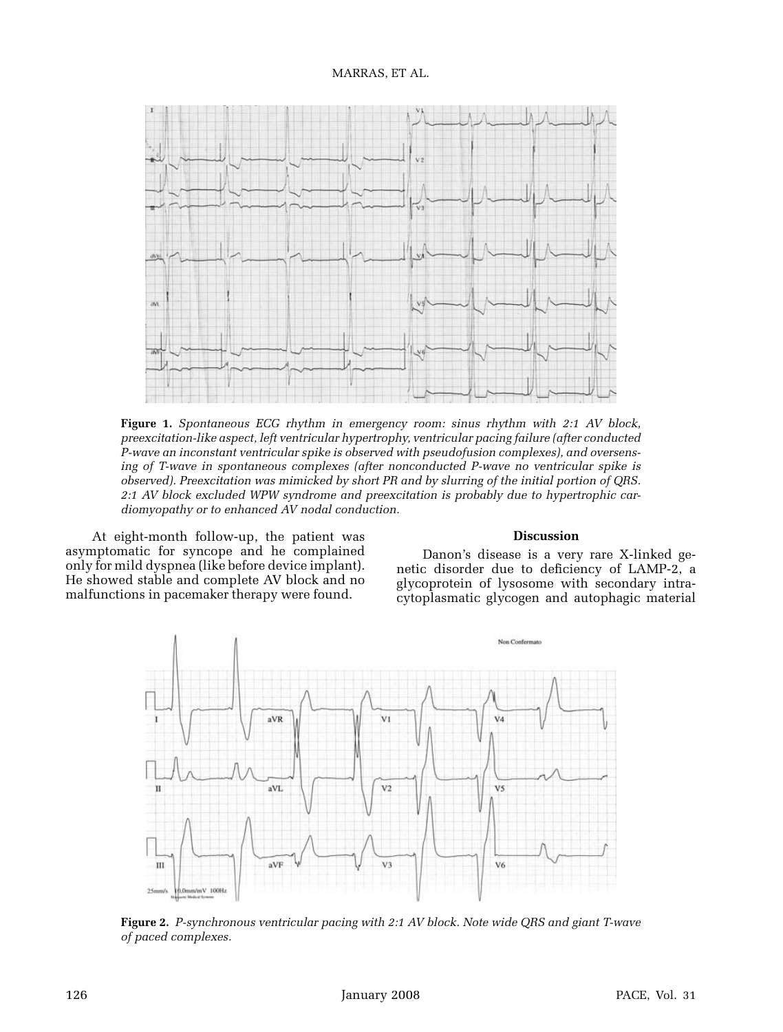**Figure 1.** *Spontaneous ECG rhythm in emergency room: sinus rhythm with 2:1 AV block, preexcitation-like aspect, left ventricular hypertrophy, ventricular pacing failure (after conducted P-wave an inconstant ventricular spike is observed with pseudofusion complexes), and oversensing of T-wave in spontaneous complexes (after nonconducted P-wave no ventricular spike is observed). Preexcitation was mimicked by short PR and by slurring of the initial portion of QRS. 2:1 AV block excluded WPW syndrome and preexcitation is probably due to hypertrophic cardiomyopathy or to enhanced AV nodal conduction.*

At eight-month follow-up, the patient was asymptomatic for syncope and he complained only for mild dyspnea (like before device implant). He showed stable and complete AV block and no malfunctions in pacemaker therapy were found.

## Discussion

Danon's disease is a very rare X-linked genetic disorder due to deficiency of LAMP-2, a glycoprotein of lysosome with secondary intracytoplasmatic glycogen and autophagic material

**Figure 2.** *P-synchronous ventricular pacing with 2:1 AV block. Note wide QRS and giant T-wave of paced complexes.*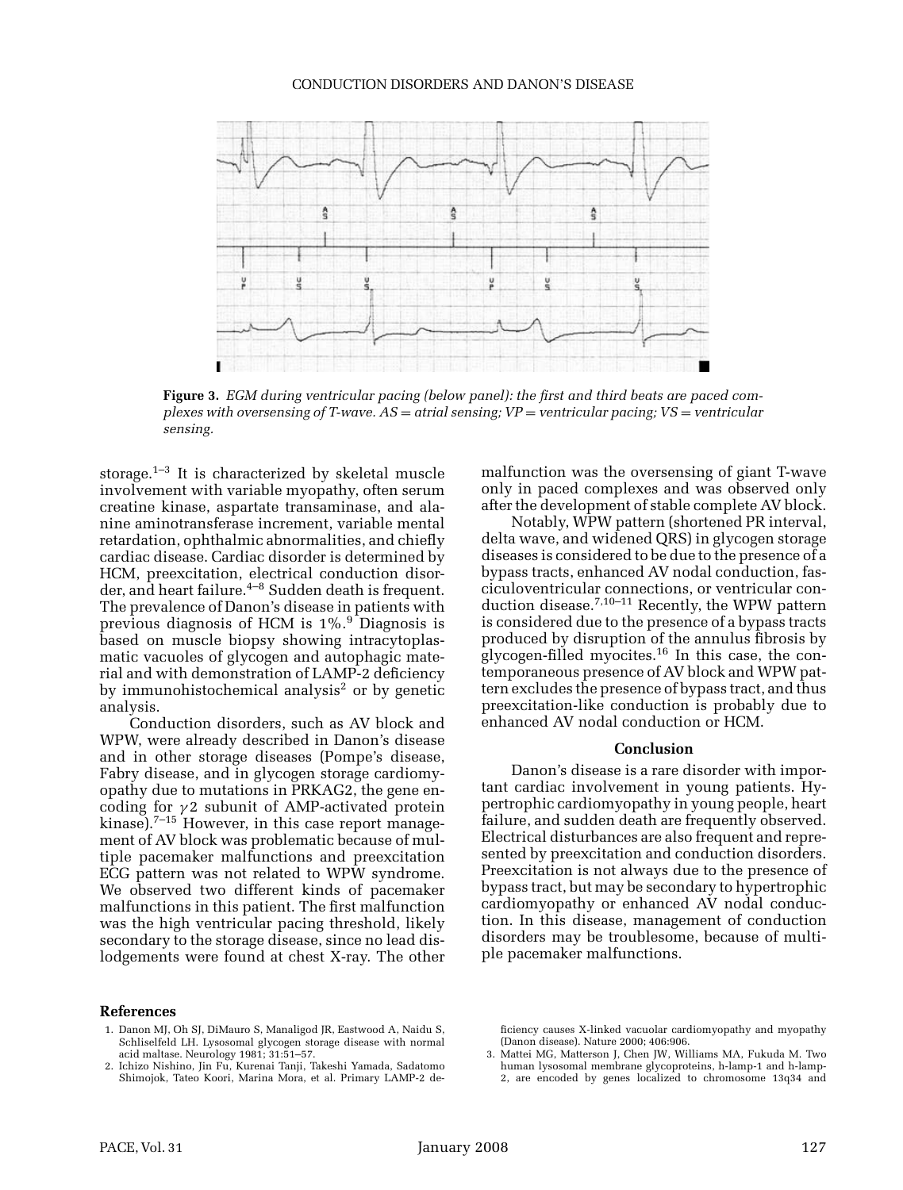**Figure 3.** *EGM during ventricular pacing (below panel): the first and third beats are paced complexes with oversensing of T-wave. AS = atrial sensing; VP = ventricular pacing; VS = ventricular sensing.*

storage.[1–3] It is characterized by skeletal muscle involvement with variable myopathy, often serum creatine kinase, aspartate transaminase, and alanine aminotransferase increment, variable mental retardation, ophthalmic abnormalities, and chiefly cardiac disease. Cardiac disorder is determined by HCM, preexcitation, electrical conduction disorder, and heart failure.[4–8] Sudden death is frequent. The prevalence of Danon's disease in patients with previous diagnosis of HCM is 1%.[9] Diagnosis is based on muscle biopsy showing intracytoplasmatic vacuoles of glycogen and autophagic material and with demonstration of LAMP-2 deficiency by immunohistochemical analysis[2] or by genetic analysis.

Conduction disorders, such as AV block and WPW, were already described in Danon's disease and in other storage diseases (Pompe's disease, Fabry disease, and in glycogen storage cardiomyopathy due to mutations in PRKAG2, the gene encoding for $\gamma 2$ subunit of AMP-activated protein kinase).[7–15] However, in this case report management of AV block was problematic because of multiple pacemaker malfunctions and preexcitation ECG pattern was not related to WPW syndrome. We observed two different kinds of pacemaker malfunctions in this patient. The first malfunction was the high ventricular pacing threshold, likely secondary to the storage disease, since no lead dislodgements were found at chest X-ray. The other malfunction was the oversensing of giant T-wave only in paced complexes and was observed only after the development of stable complete AV block.

Notably, WPW pattern (shortened PR interval, delta wave, and widened QRS) in glycogen storage diseases is considered to be due to the presence of a bypass tracts, enhanced AV nodal conduction, fasciculoventricular connections, or ventricular conduction disease.[7,10–11] Recently, the WPW pattern is considered due to the presence of a bypass tracts produced by disruption of the annulus fibrosis by glycogen-filled myocites.[16] In this case, the contemporaneous presence of AV block and WPW pattern excludes the presence of bypass tract, and thus preexcitation-like conduction is probably due to enhanced AV nodal conduction or HCM.

## Conclusion

Danon's disease is a rare disorder with important cardiac involvement in young patients. Hypertrophic cardiomyopathy in young people, heart failure, and sudden death are frequently observed. Electrical disturbances are also frequent and represented by preexcitation and conduction disorders. Preexcitation is not always due to the presence of bypass tract, but may be secondary to hypertrophic cardiomyopathy or enhanced AV nodal conduction. In this disease, management of conduction disorders may be troublesome, because of multiple pacemaker malfunctions.

## References

1. Danon MJ, Oh SJ, DiMauro S, Manaligod JR, Eastwood A, Naidu S, Schliselfeld LH. Lysosomal glycogen storage disease with normal acid maltase. Neurology 1981; 31:51–57.
2. Ichizo Nishino, Jin Fu, Kurenai Tanji, Takeshi Yamada, Sadatomo Shimojok, Tateo Koori, Marina Mora, et al. Primary LAMP-2 deficiency causes X-linked vacuolar cardiomyopathy and myopathy (Danon disease). Nature 2000; 406:906.
3. Mattei MG, Matterson J, Chen JW, Williams MA, Fukuda M. Two human lysosomal membrane glycoproteins, h-lamp-1 and h-lamp-2, are encoded by genes localized to chromosome 13q34 and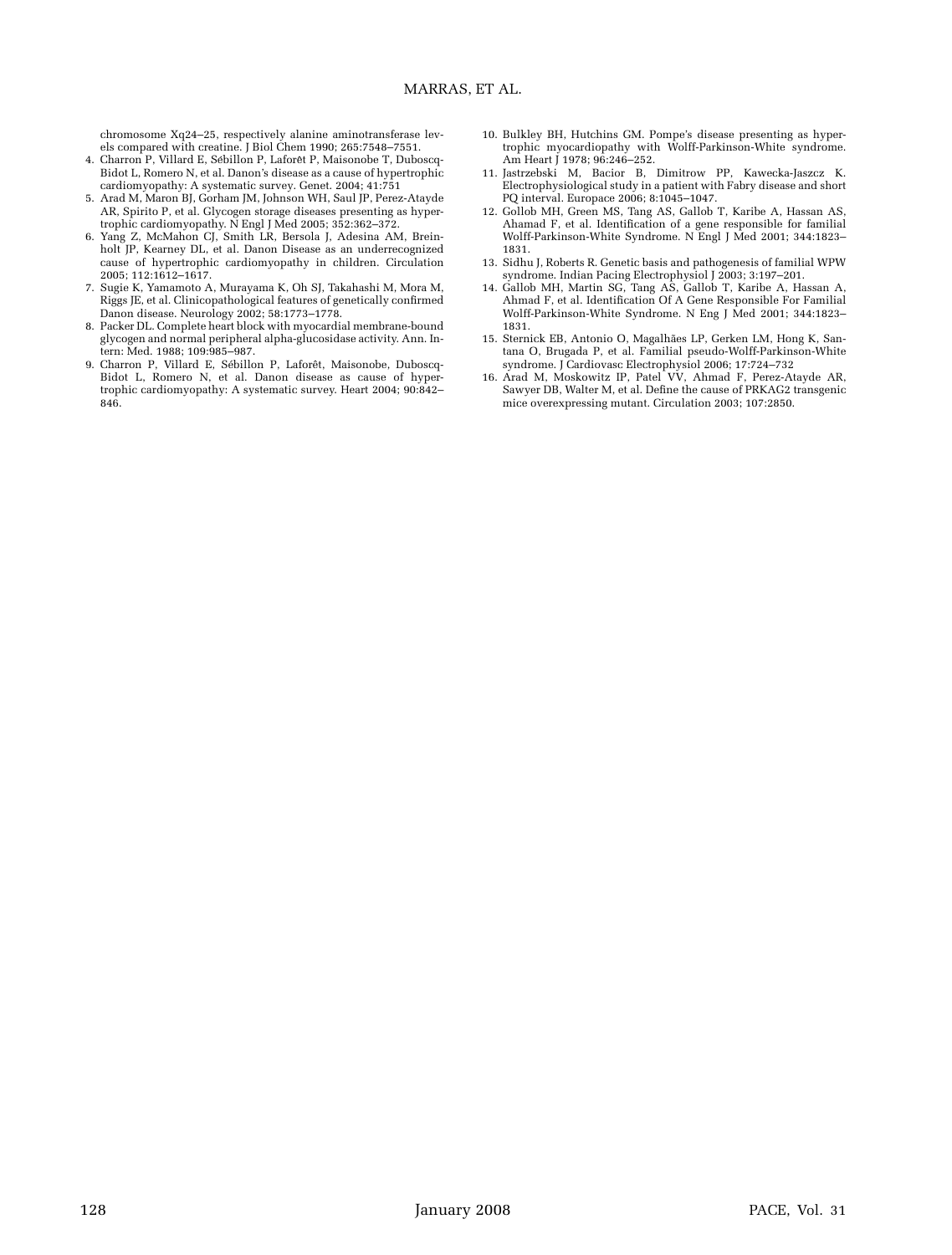chromosome Xq24–25, respectively alanine aminotransferase levels compared with creatine. J Biol Chem 1990; 265:7548–7551.

4. Charron P, Villard E, Sébillon P, Laforêt P, Maisonobe T, Duboscq-Bidot L, Romero N, et al. Danon's disease as a cause of hypertrophic cardiomyopathy: A systematic survey. Genet. 2004; 41:751
5. Arad M, Maron BJ, Gorham JM, Johnson WH, Saul JP, Perez-Atayde AR, Spirito P, et al. Glycogen storage diseases presenting as hypertrophic cardiomyopathy. N Engl J Med 2005; 352:362–372.
6. Yang Z, McMahon CJ, Smith LR, Bersola J, Adesina AM, Breinholt JP, Kearney DL, et al. Danon Disease as an underrecognized cause of hypertrophic cardiomyopathy in children. Circulation 2005; 112:1612–1617.
7. Sugie K, Yamamoto A, Murayama K, Oh SJ, Takahashi M, Mora M, Riggs JE, et al. Clinicopathological features of genetically confirmed Danon disease. Neurology 2002; 58:1773–1778.
8. Packer DL. Complete heart block with myocardial membrane-bound glycogen and normal peripheral alpha-glucosidase activity. Ann. Intern: Med. 1988; 109:985–987.
9. Charron P, Villard E, Sébillon P, Laforêt, Maisonobe, Duboscq-Bidot L, Romero N, et al. Danon disease as cause of hypertrophic cardiomyopathy: A systematic survey. Heart 2004; 90:842–846.
10. Bulkley BH, Hutchins GM. Pompe's disease presenting as hypertrophic myocardiopathy with Wolff-Parkinson-White syndrome. Am Heart J 1978; 96:246–252.
11. Jastrzebski M, Bacior B, Dimitrow PP, Kawecka-Jaszcz K. Electrophysiological study in a patient with Fabry disease and short PQ interval. Europace 2006; 8:1045–1047.
12. Gollob MH, Green MS, Tang AS, Gallob T, Karibe A, Hassan AS, Ahamad F, et al. Identification of a gene responsible for familial Wolff-Parkinson-White Syndrome. N Engl J Med 2001; 344:1823–1831.
13. Sidhu J, Roberts R. Genetic basis and pathogenesis of familial WPW syndrome. Indian Pacing Electrophysiol J 2003; 3:197–201.
14. Gallob MH, Martin SG, Tang AS, Gallob T, Karibe A, Hassan A, Ahmad F, et al. Identification Of A Gene Responsible For Familial Wolff-Parkinson-White Syndrome. N Eng J Med 2001; 344:1823–1831.
15. Sternick EB, Antonio O, Magalhães LP, Gerken LM, Hong K, Santana O, Brugada P, et al. Familial pseudo-Wolff-Parkinson-White syndrome. J Cardiovasc Electrophysiol 2006; 17:724–732
16. Arad M, Moskowitz IP, Patel VV, Ahmad F, Perez-Atayde AR, Sawyer DB, Walter M, et al. Define the cause of PRKAG2 transgenic mice overexpressing mutant. Circulation 2003; 107:2850.